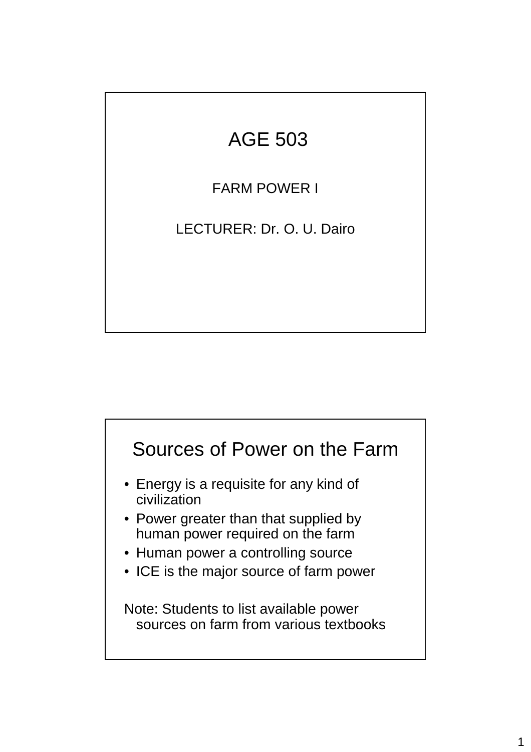# AGE 503

FARM POWER I

LECTURER: Dr. O. U. Dairo

## Sources of Power on the Farm

- Energy is a requisite for any kind of civilization
- Power greater than that supplied by human power required on the farm
- Human power a controlling source
- ICE is the major source of farm power

Note: Students to list available power sources on farm from various textbooks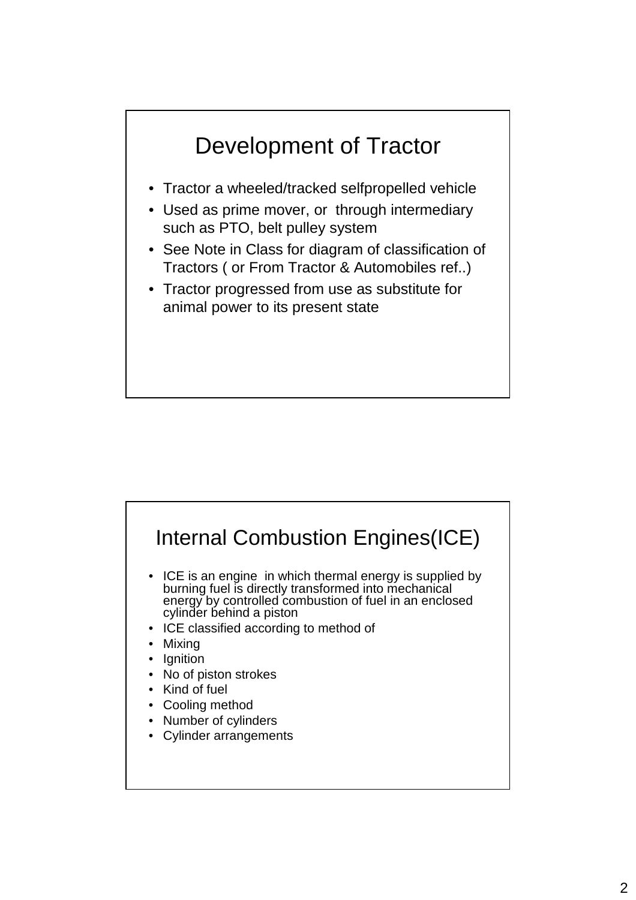# Development of Tractor

- Tractor a wheeled/tracked selfpropelled vehicle
- Used as prime mover, or through intermediary such as PTO, belt pulley system
- See Note in Class for diagram of classification of Tractors ( or From Tractor & Automobiles ref..)
- Tractor progressed from use as substitute for animal power to its present state

# Internal Combustion Engines(ICE)

- ICE is an engine in which thermal energy is supplied by burning fuel is directly transformed into mechanical energy by controlled combustion of fuel in an enclosed cylinder behind a piston
- ICE classified according to method of
- Mixing
- Ignition
- No of piston strokes
- Kind of fuel
- Cooling method
- Number of cylinders
- Cylinder arrangements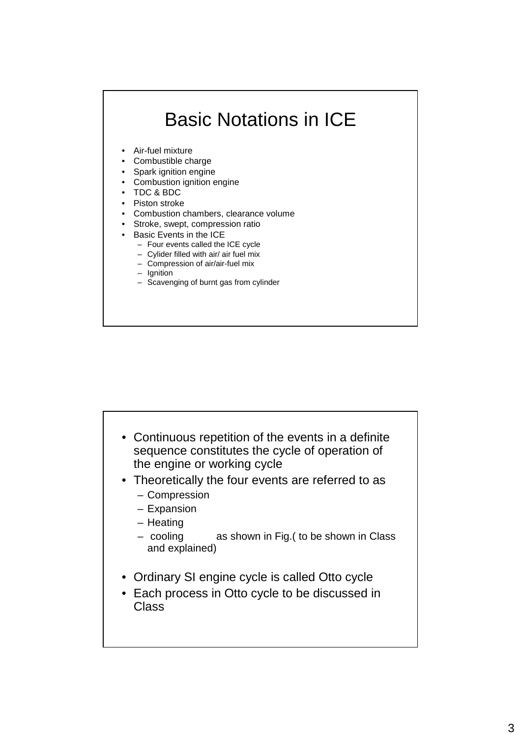# Basic Notations in ICE

- Air-fuel mixture
- Combustible charge
- Spark ignition engine
- Combustion ignition engine
- TDC & BDC
- Piston stroke
- Combustion chambers, clearance volume
- Stroke, swept, compression ratio
- Basic Events in the ICE
  - Four events called the ICE cycle
  - Cylider filled with air/ air fuel mix
  - Compression of air/air-fuel mix
  - Ignition
  - Scavenging of burnt gas from cylinder

---

- Continuous repetition of the events in a definite sequence constitutes the cycle of operation of the engine or working cycle
- Theoretically the four events are referred to as
  - Compression
  - Expansion
  - Heating
  - cooling as shown in Fig.( to be shown in Class and explained)
- Ordinary SI engine cycle is called Otto cycle
- Each process in Otto cycle to be discussed in Class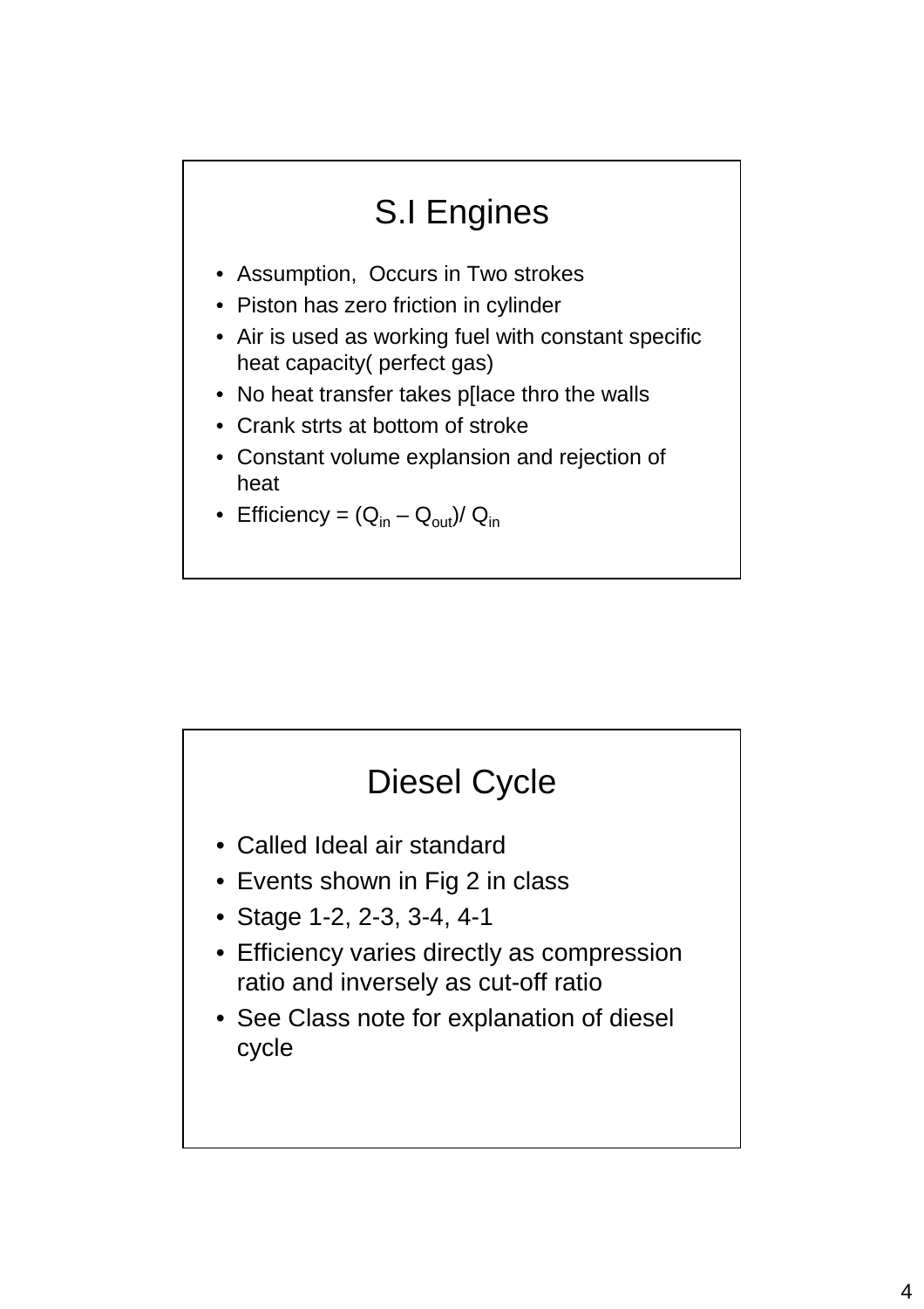## S.I Engines

- Assumption,  Occurs in Two strokes
- Piston has zero friction in cylinder
- Air is used as working fuel with constant specific heat capacity( perfect gas)
- No heat transfer takes p[lace thro the walls
- Crank strts at bottom of stroke
- Constant volume explansion and rejection of heat
- Efficiency = $(Q_{in} – Q_{out})/ Q_{in}$

## Diesel Cycle

- Called Ideal air standard
- Events shown in Fig 2 in class
- Stage 1-2, 2-3, 3-4, 4-1
- Efficiency varies directly as compression ratio and inversely as cut-off ratio
- See Class note for explanation of diesel cycle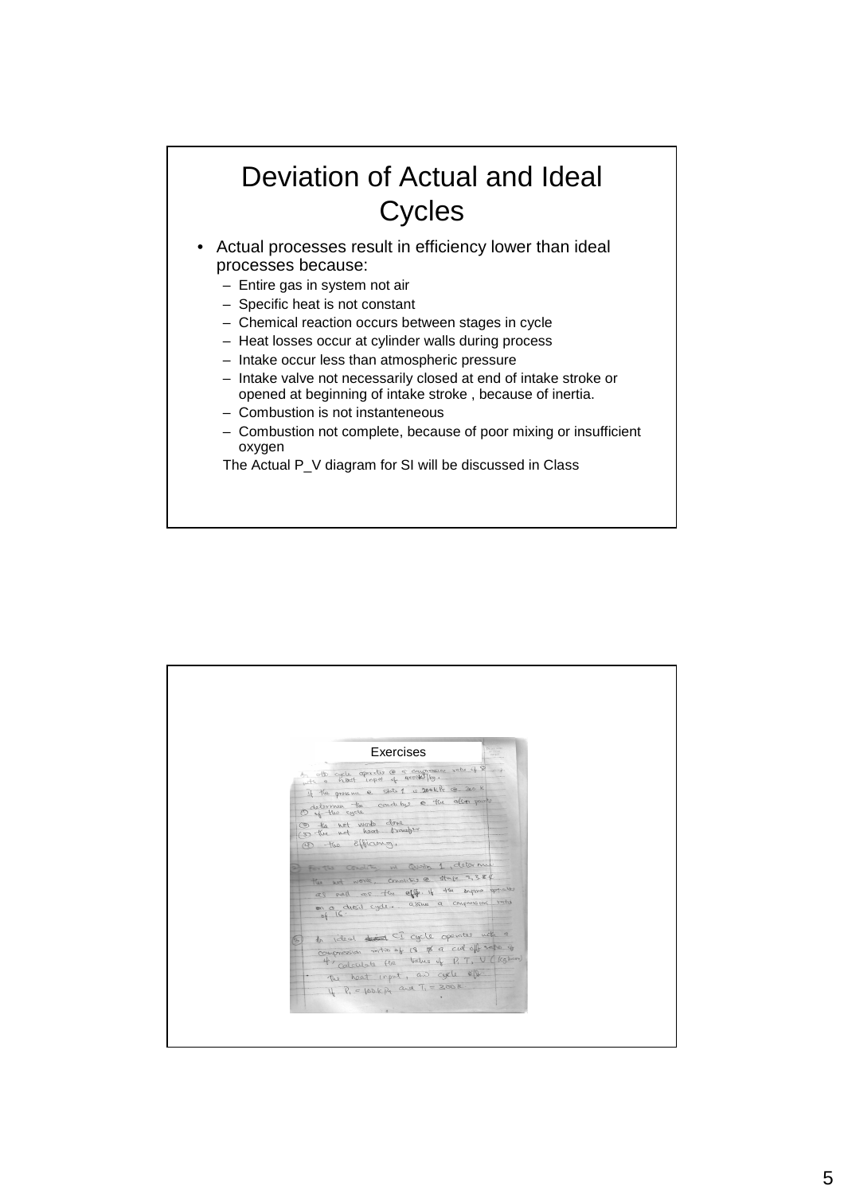# Deviation of Actual and Ideal Cycles

- Actual processes result in efficiency lower than ideal processes because:
  - Entire gas in system not air
  - Specific heat is not constant
  - Chemical reaction occurs between stages in cycle
  - Heat losses occur at cylinder walls during process
  - Intake occur less than atmospheric pressure
  - Intake valve not necessarily closed at end of intake stroke or opened at beginning of intake stroke , because of inertia.
  - Combustion is not instanteneous
  - Combustion not complete, because of poor mixing or insufficient oxygen

The Actual P_V diagram for SI will be discussed in Class

---

Exercises

1. Otto cycle operates @ a compression ratio of 8 with a heat input of 800 kJ/kg. If the pressure @ state 1 is 100 kPa @ 30 K determine the conditions @ the other points of the cycle
   (2) the net work done
   (3) the net heat transfer
   (4) the efficiency.

2. For the conditions in Question 1, determine the net work, conditions @ stage 2,3 & 4 as well as the eff if the engine operates on a diesel cycle. Assume a compression ratio of 16.

3. An ideal CI cycle operates with a compression ratio of 18 & a cut off ratio of 4, calculate the values of P, T, V (kg/hm) the heat input, and cycle eff. If $P_1 = 100$ kPa and $T_1 = 300$ K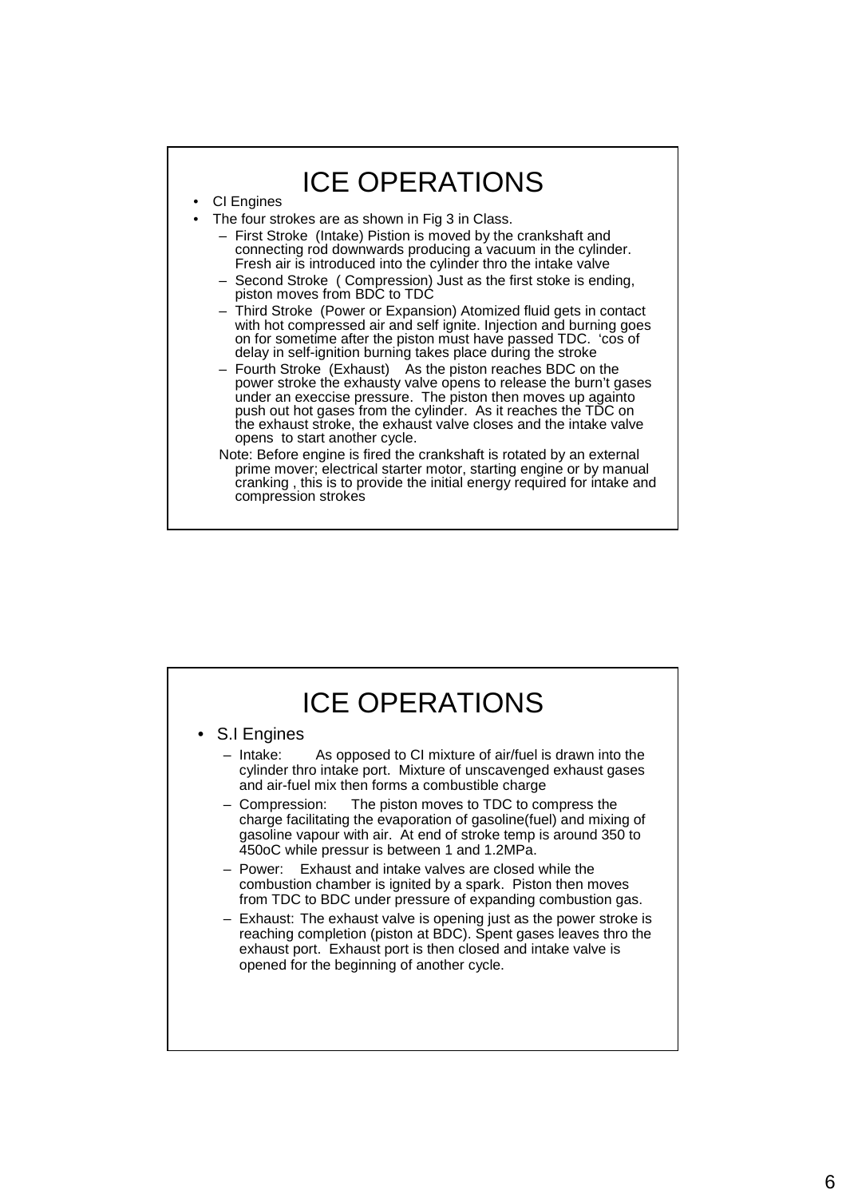# ICE OPERATIONS

- CI Engines
- The four strokes are as shown in Fig 3 in Class.
  - First Stroke (Intake) Pistion is moved by the crankshaft and connecting rod downwards producing a vacuum in the cylinder. Fresh air is introduced into the cylinder thro the intake valve
  - Second Stroke ( Compression) Just as the first stoke is ending, piston moves from BDC to TDC
  - Third Stroke (Power or Expansion) Atomized fluid gets in contact with hot compressed air and self ignite. Injection and burning goes on for sometime after the piston must have passed TDC. 'cos of delay in self-ignition burning takes place during the stroke
  - Fourth Stroke (Exhaust) As the piston reaches BDC on the power stroke the exhausty valve opens to release the burn't gases under an execcise pressure. The piston then moves up againto push out hot gases from the cylinder. As it reaches the TDC on the exhaust stroke, the exhaust valve closes and the intake valve opens to start another cycle.

  Note: Before engine is fired the crankshaft is rotated by an external prime mover; electrical starter motor, starting engine or by manual cranking , this is to provide the initial energy required for intake and compression strokes

# ICE OPERATIONS

- S.I Engines
  - Intake: As opposed to CI mixture of air/fuel is drawn into the cylinder thro intake port. Mixture of unscavenged exhaust gases and air-fuel mix then forms a combustible charge
  - Compression: The piston moves to TDC to compress the charge facilitating the evaporation of gasoline(fuel) and mixing of gasoline vapour with air. At end of stroke temp is around 350 to 450oC while pressur is between 1 and 1.2MPa.
  - Power: Exhaust and intake valves are closed while the combustion chamber is ignited by a spark. Piston then moves from TDC to BDC under pressure of expanding combustion gas.
  - Exhaust: The exhaust valve is opening just as the power stroke is reaching completion (piston at BDC). Spent gases leaves thro the exhaust port. Exhaust port is then closed and intake valve is opened for the beginning of another cycle.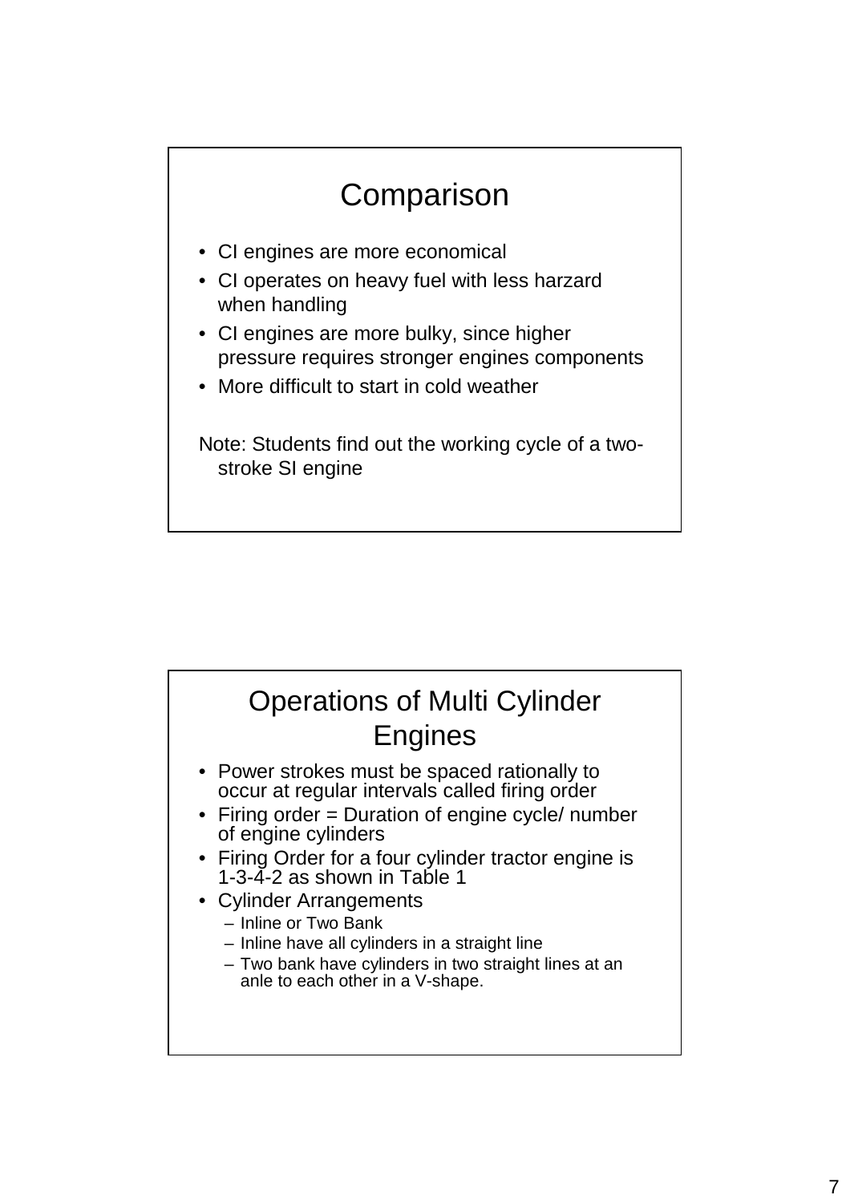## Comparison

- CI engines are more economical
- CI operates on heavy fuel with less harzard when handling
- CI engines are more bulky, since higher pressure requires stronger engines components
- More difficult to start in cold weather

Note: Students find out the working cycle of a two-stroke SI engine

## Operations of Multi Cylinder Engines

- Power strokes must be spaced rationally to occur at regular intervals called firing order
- Firing order = Duration of engine cycle/ number of engine cylinders
- Firing Order for a four cylinder tractor engine is 1-3-4-2 as shown in Table 1
- Cylinder Arrangements
  - Inline or Two Bank
  - Inline have all cylinders in a straight line
  - Two bank have cylinders in two straight lines at an anle to each other in a V-shape.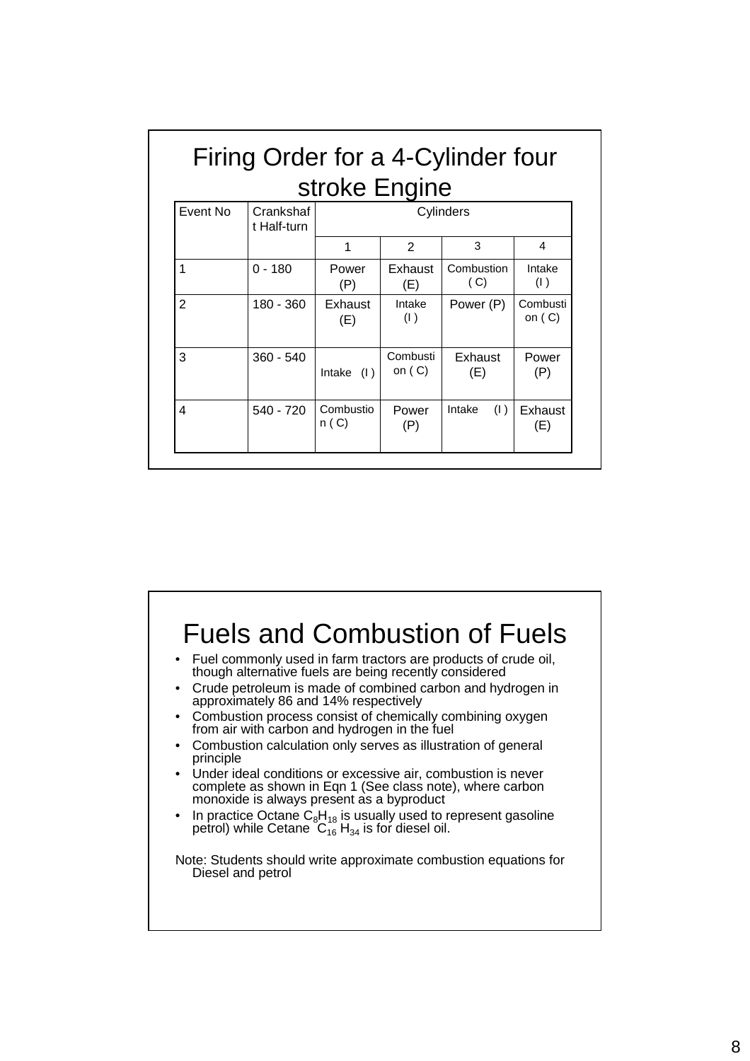# Firing Order for a 4-Cylinder four stroke Engine

| Event No | Crankshaft Half-turn | Cylinders | | | |
|---|---|---|---|---|---|
| | | 1 | 2 | 3 | 4 |
| 1 | 0 - 180 | Power (P) | Exhaust (E) | Combustion ( C) | Intake (I ) |
| 2 | 180 - 360 | Exhaust (E) | Intake (I ) | Power (P) | Combustion ( C) |
| 3 | 360 - 540 | Intake (I ) | Combustion ( C) | Exhaust (E) | Power (P) |
| 4 | 540 - 720 | Combustion ( C) | Power (P) | Intake (I ) | Exhaust (E) |

# Fuels and Combustion of Fuels

- Fuel commonly used in farm tractors are products of crude oil, though alternative fuels are being recently considered
- Crude petroleum is made of combined carbon and hydrogen in approximately 86 and 14% respectively
- Combustion process consist of chemically combining oxygen from air with carbon and hydrogen in the fuel
- Combustion calculation only serves as illustration of general principle
- Under ideal conditions or excessive air, combustion is never complete as shown in Eqn 1 (See class note), where carbon monoxide is always present as a byproduct
- In practice Octane $C_8H_{18}$ is usually used to represent gasoline petrol) while Cetane $C_{16}H_{34}$ is for diesel oil.

Note: Students should write approximate combustion equations for Diesel and petrol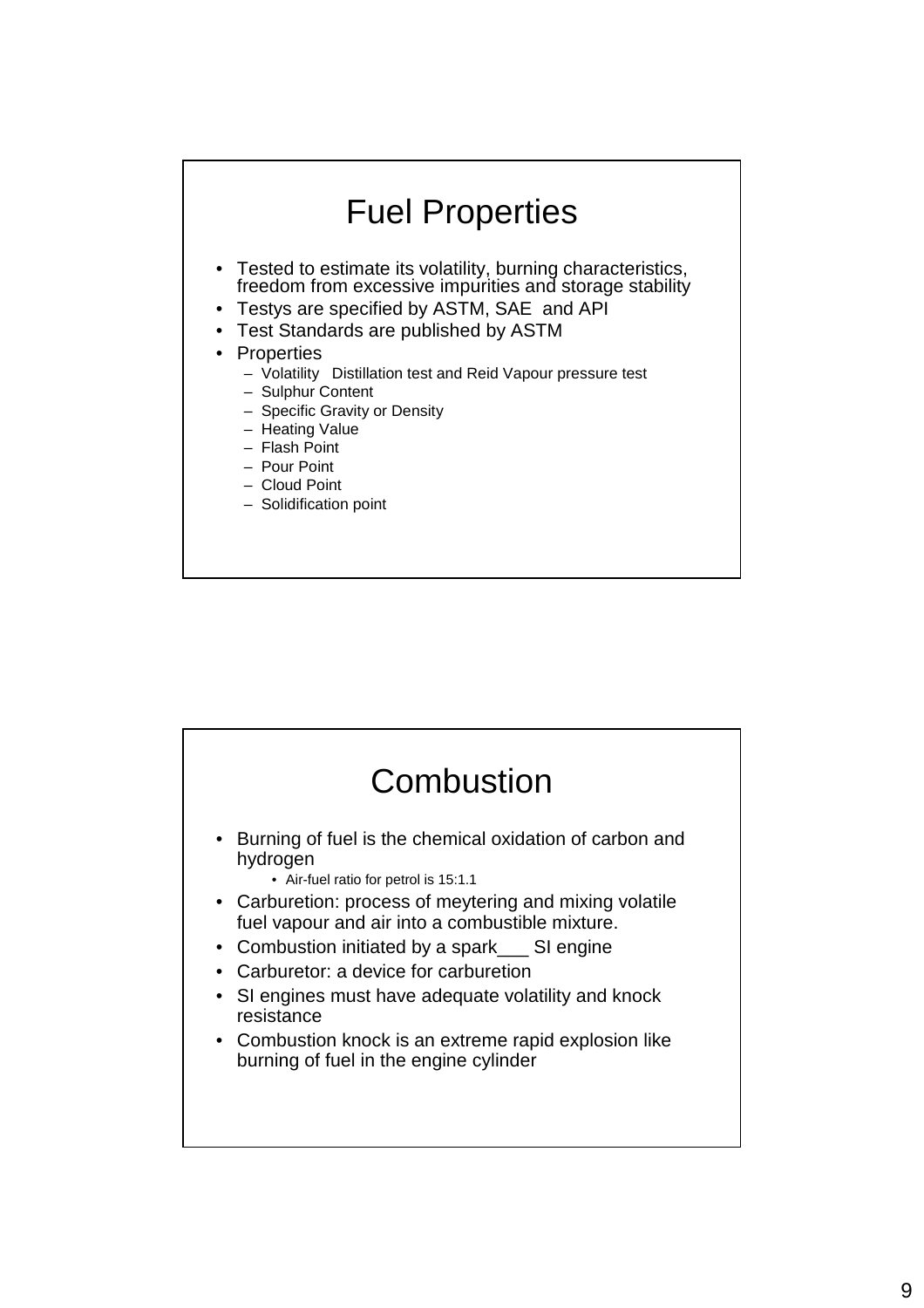# Fuel Properties

- Tested to estimate its volatility, burning characteristics, freedom from excessive impurities and storage stability
- Testys are specified by ASTM, SAE and API
- Test Standards are published by ASTM
- Properties
  - Volatility Distillation test and Reid Vapour pressure test
  - Sulphur Content
  - Specific Gravity or Density
  - Heating Value
  - Flash Point
  - Pour Point
  - Cloud Point
  - Solidification point

# Combustion

- Burning of fuel is the chemical oxidation of carbon and hydrogen
  - Air-fuel ratio for petrol is 15:1.1
- Carburetion: process of meytering and mixing volatile fuel vapour and air into a combustible mixture.
- Combustion initiated by a spark___ SI engine
- Carburetor: a device for carburetion
- SI engines must have adequate volatility and knock resistance
- Combustion knock is an extreme rapid explosion like burning of fuel in the engine cylinder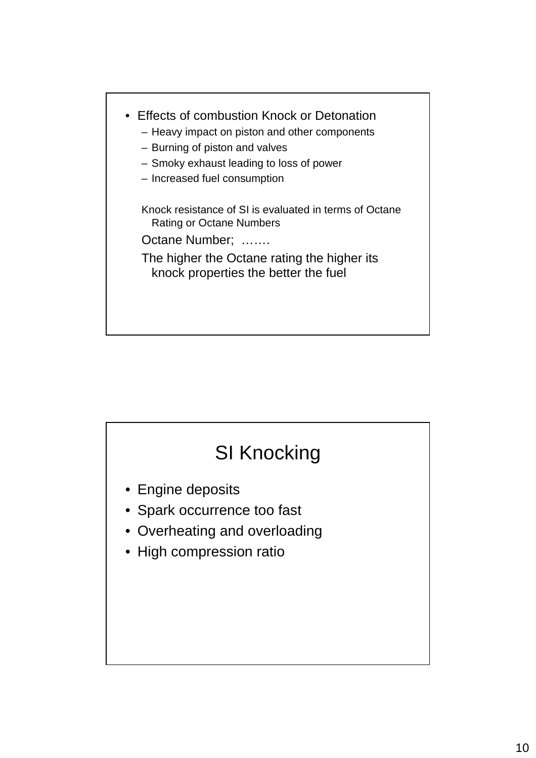- Effects of combustion Knock or Detonation
  - Heavy impact on piston and other components
  - Burning of piston and valves
  - Smoky exhaust leading to loss of power
  - Increased fuel consumption

Knock resistance of SI is evaluated in terms of Octane Rating or Octane Numbers

Octane Number; …….

The higher the Octane rating the higher its knock properties the better the fuel

# SI Knocking

- Engine deposits
- Spark occurrence too fast
- Overheating and overloading
- High compression ratio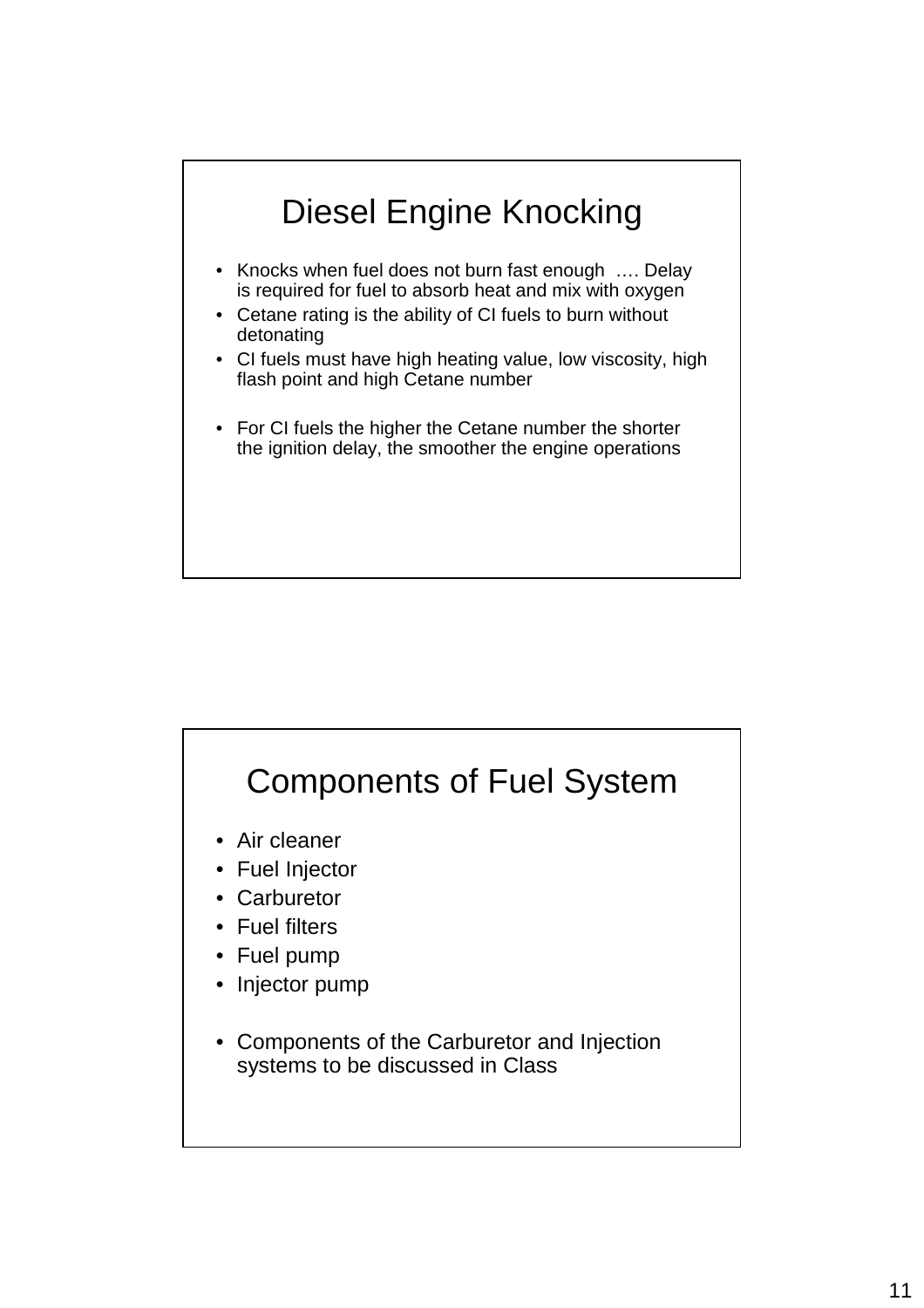# Diesel Engine Knocking

- Knocks when fuel does not burn fast enough …. Delay is required for fuel to absorb heat and mix with oxygen
- Cetane rating is the ability of CI fuels to burn without detonating
- CI fuels must have high heating value, low viscosity, high flash point and high Cetane number
- For CI fuels the higher the Cetane number the shorter the ignition delay, the smoother the engine operations

# Components of Fuel System

- Air cleaner
- Fuel Injector
- Carburetor
- Fuel filters
- Fuel pump
- Injector pump
- Components of the Carburetor and Injection systems to be discussed in Class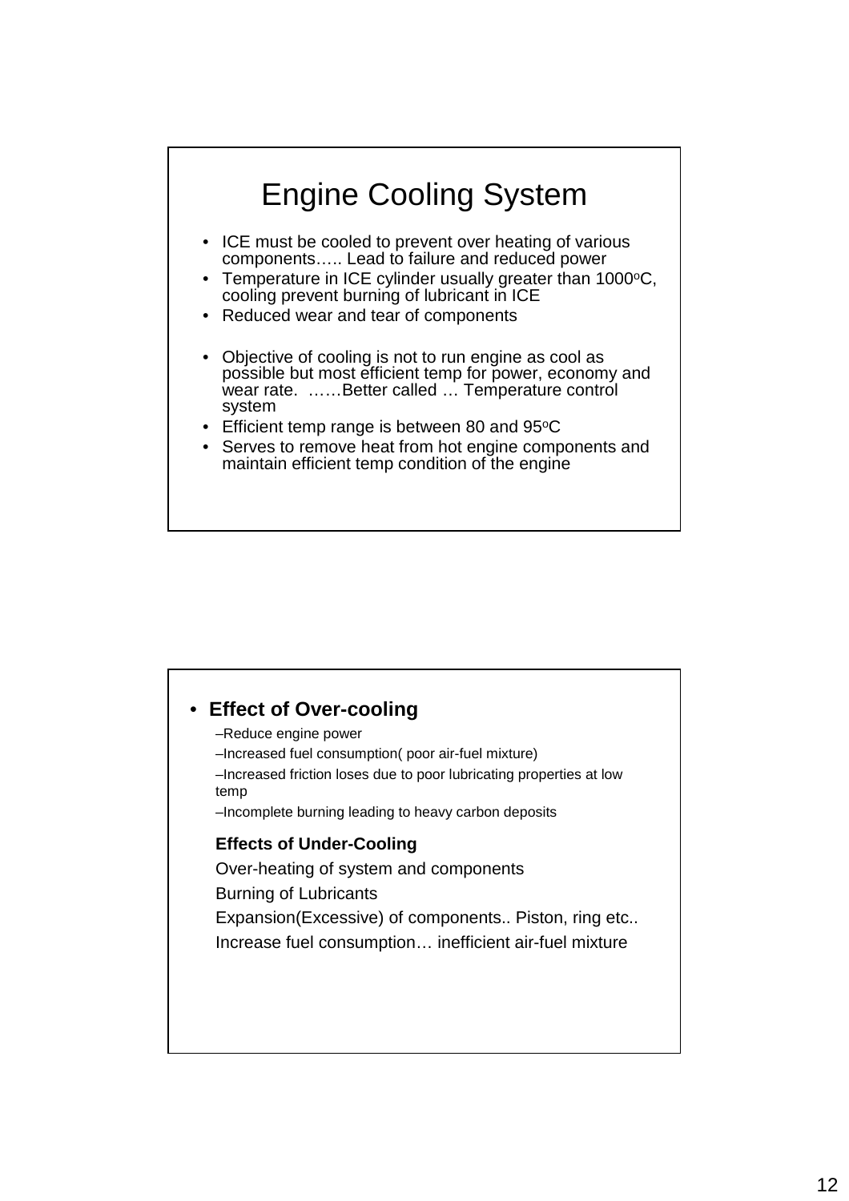# Engine Cooling System

- ICE must be cooled to prevent over heating of various components….. Lead to failure and reduced power
- Temperature in ICE cylinder usually greater than 1000$^{o}$C, cooling prevent burning of lubricant in ICE
- Reduced wear and tear of components

- Objective of cooling is not to run engine as cool as possible but most efficient temp for power, economy and wear rate. ……Better called … Temperature control system
- Efficient temp range is between 80 and 95$^{o}$C
- Serves to remove heat from hot engine components and maintain efficient temp condition of the engine

---

- **Effect of Over-cooling**
  - –Reduce engine power
  - –Increased fuel consumption( poor air-fuel mixture)
  - –Increased friction loses due to poor lubricating properties at low temp
  - –Incomplete burning leading to heavy carbon deposits

**Effects of Under-Cooling**

Over-heating of system and components

Burning of Lubricants

Expansion(Excessive) of components.. Piston, ring etc..

Increase fuel consumption… inefficient air-fuel mixture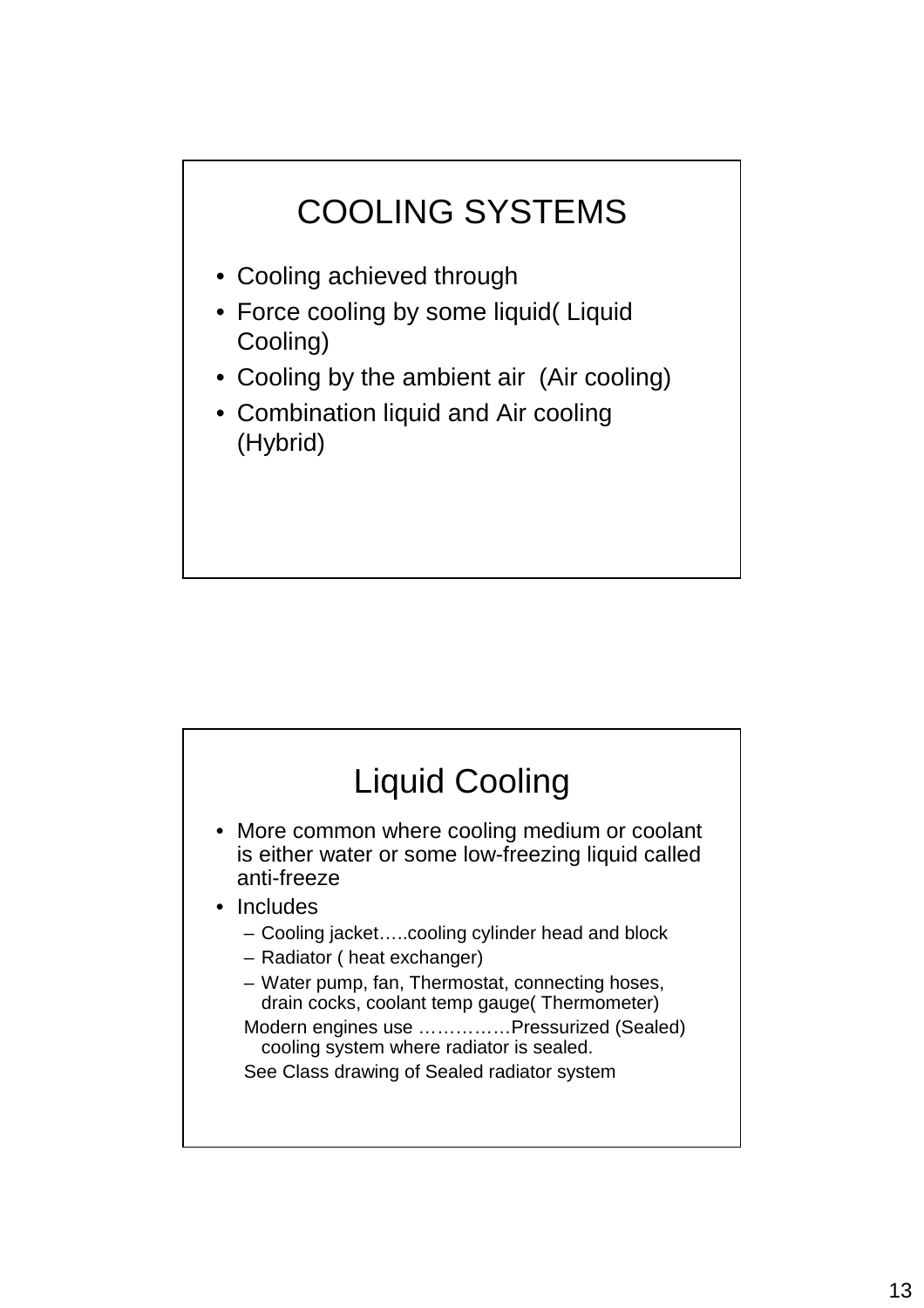# COOLING SYSTEMS

- Cooling achieved through
- Force cooling by some liquid( Liquid Cooling)
- Cooling by the ambient air (Air cooling)
- Combination liquid and Air cooling (Hybrid)

# Liquid Cooling

- More common where cooling medium or coolant is either water or some low-freezing liquid called anti-freeze
- Includes
  - Cooling jacket…..cooling cylinder head and block
  - Radiator ( heat exchanger)
  - Water pump, fan, Thermostat, connecting hoses, drain cocks, coolant temp gauge( Thermometer)

  Modern engines use ……………Pressurized (Sealed) cooling system where radiator is sealed.

  See Class drawing of Sealed radiator system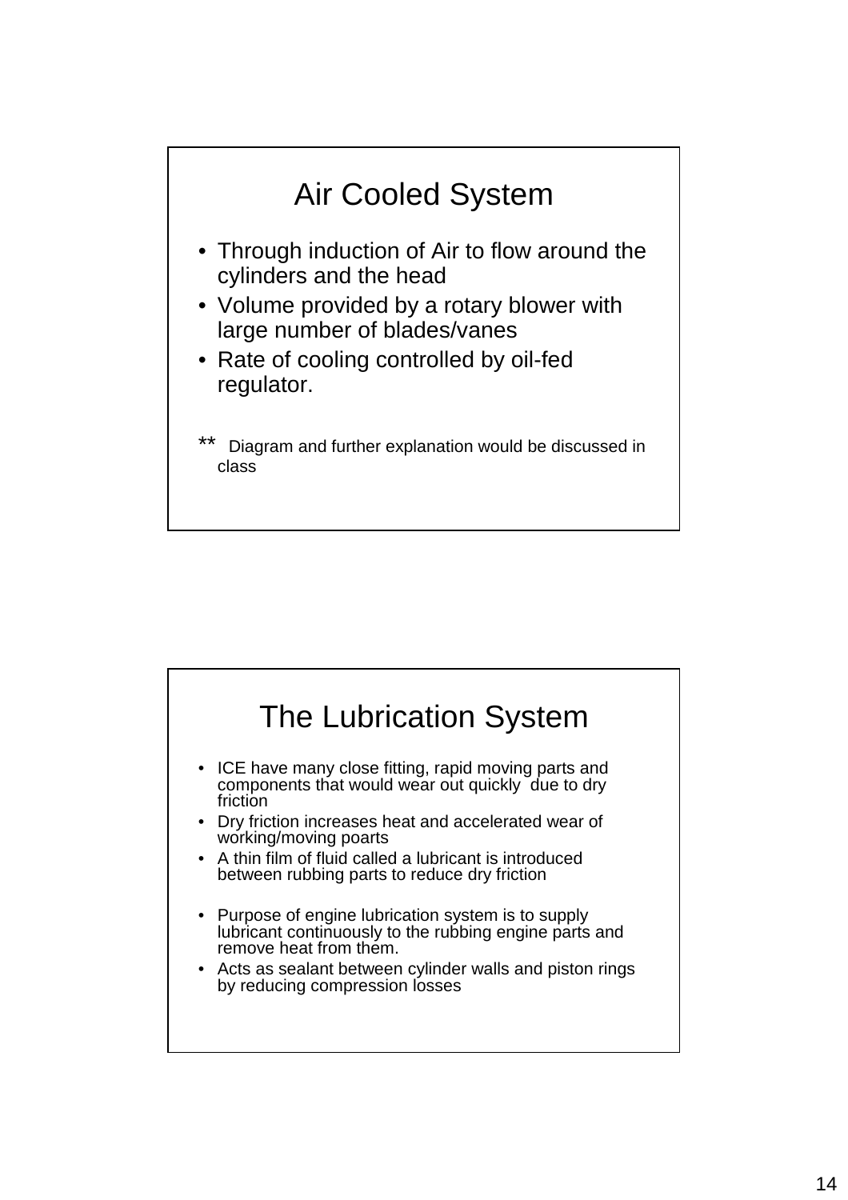## Air Cooled System

- Through induction of Air to flow around the cylinders and the head
- Volume provided by a rotary blower with large number of blades/vanes
- Rate of cooling controlled by oil-fed regulator.

** Diagram and further explanation would be discussed in class

## The Lubrication System

- ICE have many close fitting, rapid moving parts and components that would wear out quickly due to dry friction
- Dry friction increases heat and accelerated wear of working/moving poarts
- A thin film of fluid called a lubricant is introduced between rubbing parts to reduce dry friction

- Purpose of engine lubrication system is to supply lubricant continuously to the rubbing engine parts and remove heat from them.
- Acts as sealant between cylinder walls and piston rings by reducing compression losses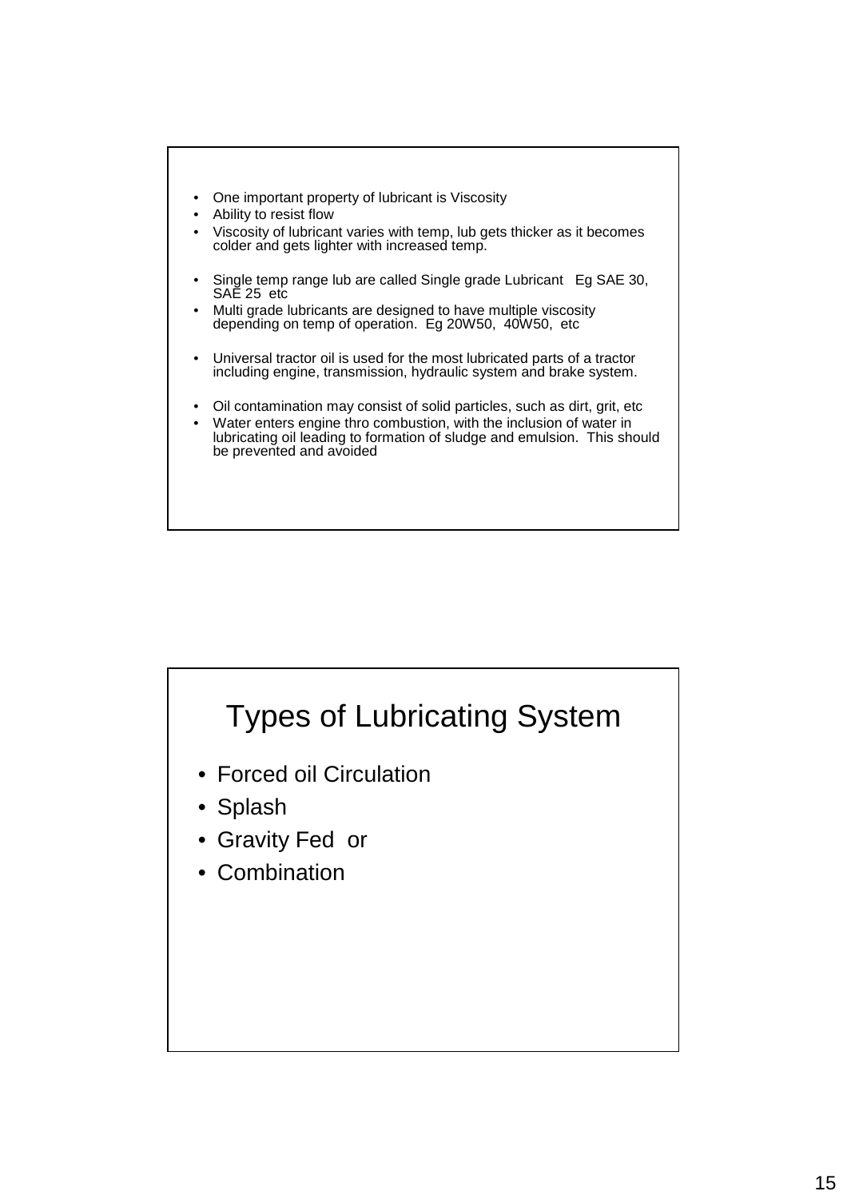- One important property of lubricant is Viscosity
- Ability to resist flow
- Viscosity of lubricant varies with temp, lub gets thicker as it becomes colder and gets lighter with increased temp.

- Single temp range lub are called Single grade Lubricant Eg SAE 30, SAE 25 etc
- Multi grade lubricants are designed to have multiple viscosity depending on temp of operation. Eg 20W50, 40W50, etc

- Universal tractor oil is used for the most lubricated parts of a tractor including engine, transmission, hydraulic system and brake system.

- Oil contamination may consist of solid particles, such as dirt, grit, etc
- Water enters engine thro combustion, with the inclusion of water in lubricating oil leading to formation of sludge and emulsion. This should be prevented and avoided

# Types of Lubricating System

- Forced oil Circulation
- Splash
- Gravity Fed or
- Combination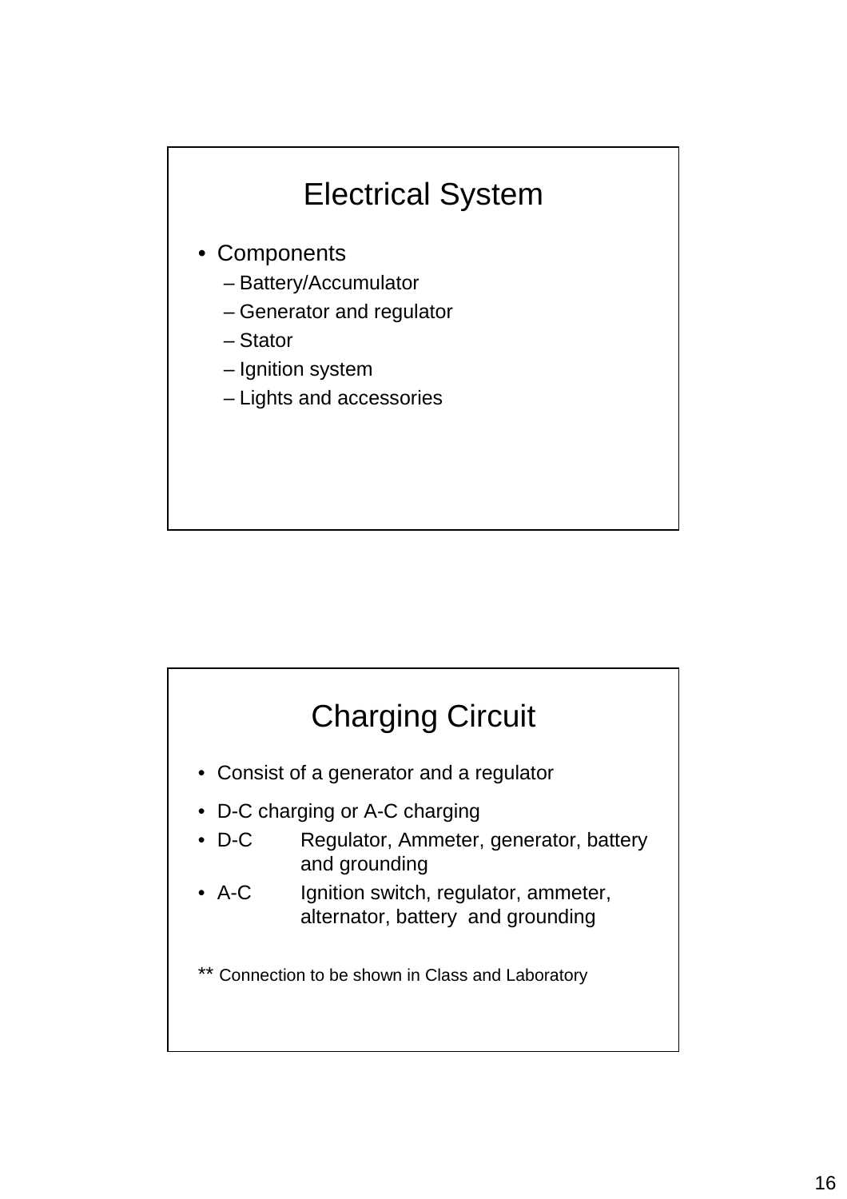## Electrical System

- Components
  - Battery/Accumulator
  - Generator and regulator
  - Stator
  - Ignition system
  - Lights and accessories

## Charging Circuit

- Consist of a generator and a regulator
- D-C charging or A-C charging
- D-C Regulator, Ammeter, generator, battery and grounding
- A-C Ignition switch, regulator, ammeter, alternator, battery and grounding

** Connection to be shown in Class and Laboratory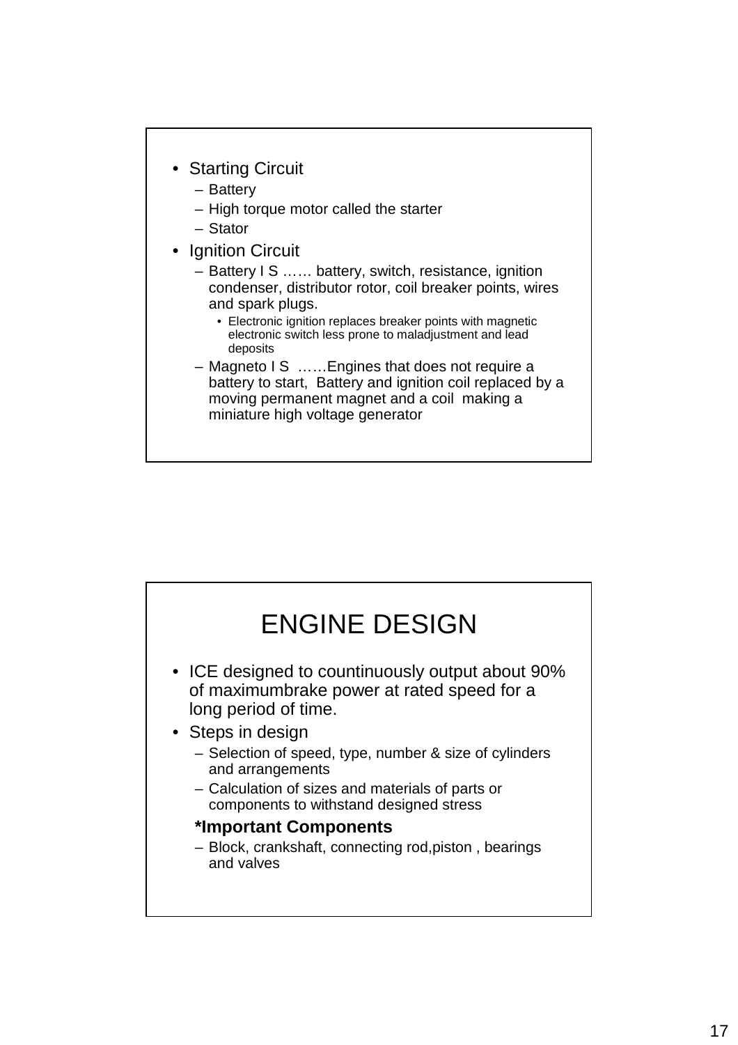- Starting Circuit
  - Battery
  - High torque motor called the starter
  - Stator
- Ignition Circuit
  - Battery I S …… battery, switch, resistance, ignition condenser, distributor rotor, coil breaker points, wires and spark plugs.
    - Electronic ignition replaces breaker points with magnetic electronic switch less prone to maladjustment and lead deposits
  - Magneto I S ……Engines that does not require a battery to start, Battery and ignition coil replaced by a moving permanent magnet and a coil making a miniature high voltage generator

# ENGINE DESIGN

- ICE designed to countinuously output about 90% of maximumbrake power at rated speed for a long period of time.
- Steps in design
  - Selection of speed, type, number & size of cylinders and arrangements
  - Calculation of sizes and materials of parts or components to withstand designed stress

  **\*Important Components**

  - Block, crankshaft, connecting rod,piston , bearings and valves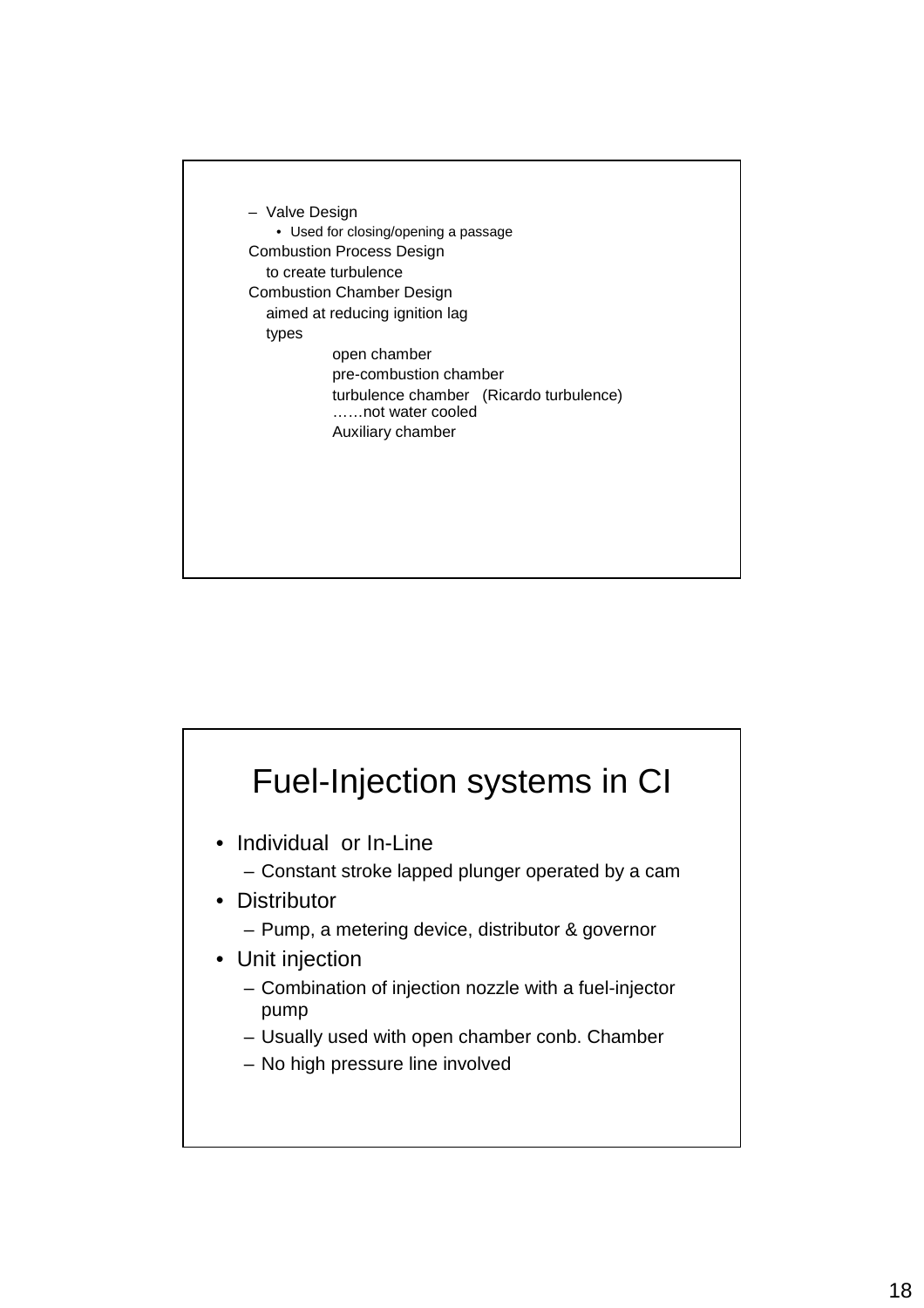- Valve Design
  - Used for closing/opening a passage

Combustion Process Design

to create turbulence

Combustion Chamber Design

aimed at reducing ignition lag

types

open chamber

pre-combustion chamber

turbulence chamber (Ricardo turbulence) ……not water cooled

Auxiliary chamber

# Fuel-Injection systems in CI

- Individual or In-Line
  - Constant stroke lapped plunger operated by a cam
- Distributor
  - Pump, a metering device, distributor & governor
- Unit injection
  - Combination of injection nozzle with a fuel-injector pump
  - Usually used with open chamber conb. Chamber
  - No high pressure line involved